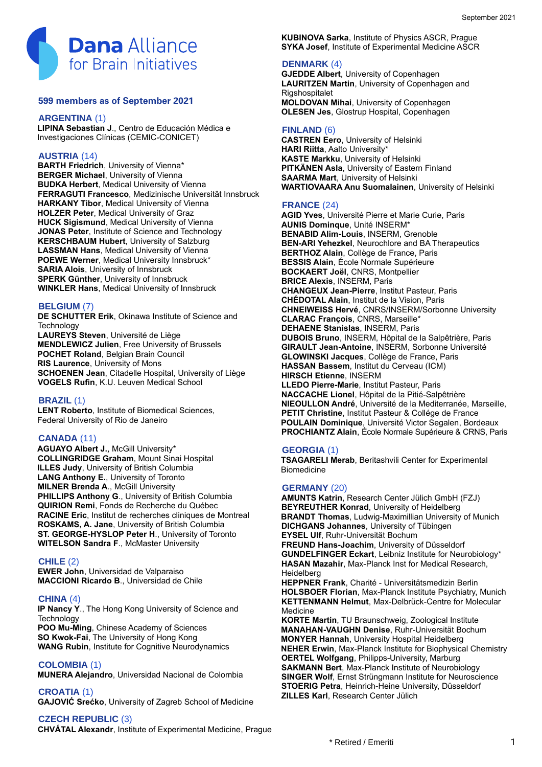# Dana Alliance for Brain Initiatives

September 2021

## 599 members as of September 2021

### ARGENTINA (1)
**LIPINA Sebastian J**., Centro de Educación Médica e Investigaciones Clínicas (CEMIC-CONICET)

### AUSTRIA (14)
**BARTH Friedrich**, University of Vienna*
**BERGER Michael**, University of Vienna
**BUDKA Herbert**, Medical University of Vienna
**FERRAGUTI Francesco**, Medizinische Universität Innsbruck
**HARKANY Tibor**, Medical University of Vienna
**HOLZER Peter**, Medical University of Graz
**HUCK Sigismund**, Medical University of Vienna
**JONAS Peter**, Institute of Science and Technology
**KERSCHBAUM Hubert**, University of Salzburg
**LASSMAN Hans**, Medical University of Vienna
**POEWE Werner**, Medical University Innsbruck*
**SARIA Alois**, University of Innsbruck
**SPERK Günther**, University of Innsbruck
**WINKLER Hans**, Medical University of Innsbruck

### BELGIUM (7)
**DE SCHUTTER Erik**, Okinawa Institute of Science and Technology
**LAUREYS Steven**, Université de Liège
**MENDLEWICZ Julien**, Free University of Brussels
**POCHET Roland**, Belgian Brain Council
**RIS Laurence**, University of Mons
**SCHOENEN Jean**, Citadelle Hospital, University of Liège
**VOGELS Rufin**, K.U. Leuven Medical School

### BRAZIL (1)
**LENT Roberto**, Institute of Biomedical Sciences, Federal University of Rio de Janeiro

### CANADA (11)
**AGUAYO Albert J.**, McGill University*
**COLLINGRIDGE Graham**, Mount Sinai Hospital
**ILLES Judy**, University of British Columbia
**LANG Anthony E.**, University of Toronto
**MILNER Brenda A**., McGill University
**PHILLIPS Anthony G**., University of British Columbia
**QUIRION Remi**, Fonds de Recherche du Québec
**RACINE Eric**, Institut de recherches cliniques de Montreal
**ROSKAMS, A. Jane**, University of British Columbia
**ST. GEORGE-HYSLOP Peter H**., University of Toronto
**WITELSON Sandra F**., McMaster University

### CHILE (2)
**EWER John**, Universidad de Valparaiso
**MACCIONI Ricardo B**., Universidad de Chile

### CHINA (4)
**IP Nancy Y**., The Hong Kong University of Science and Technology
**POO Mu-Ming**, Chinese Academy of Sciences
**SO Kwok-Fai**, The University of Hong Kong
**WANG Rubin**, Institute for Cognitive Neurodynamics

### COLOMBIA (1)
**MUNERA Alejandro**, Universidad Nacional de Colombia

### CROATIA (1)
**GAJOVIĆ Srećko**, University of Zagreb School of Medicine

### CZECH REPUBLIC (3)
**CHVÁTAL Alexandr**, Institute of Experimental Medicine, Prague
**KUBINOVA Sarka**, Institute of Physics ASCR, Prague
**SYKA Josef**, Institute of Experimental Medicine ASCR

### DENMARK (4)
**GJEDDE Albert**, University of Copenhagen
**LAURITZEN Martin**, University of Copenhagen and Rigshospitalet
**MOLDOVAN Mihai**, University of Copenhagen
**OLESEN Jes**, Glostrup Hospital, Copenhagen

### FINLAND (6)
**CASTREN Eero**, University of Helsinki
**HARI Riitta**, Aalto University*
**KASTE Markku**, University of Helsinki
**PITKÄNEN Asla**, University of Eastern Finland
**SAARMA Mart**, University of Helsinki
**WARTIOVAARA Anu Suomalainen**, University of Helsinki

### FRANCE (24)
**AGID Yves**, Université Pierre et Marie Curie, Paris
**AUNIS Dominque**, Unité INSERM*
**BENABID Alim-Louis**, INSERM, Grenoble
**BEN-ARI Yehezkel**, Neurochlore and BA Therapeutics
**BERTHOZ Alain**, Collège de France, Paris
**BESSIS Alain**, École Normale Supérieure
**BOCKAERT Joël**, CNRS, Montpellier
**BRICE Alexis**, INSERM, Paris
**CHANGEUX Jean-Pierre**, Institut Pasteur, Paris
**CHÉDOTAL Alain**, Institut de la Vision, Paris
**CHNEIWEISS Hervé**, CNRS/INSERM/Sorbonne University
**CLARAC François**, CNRS, Marseille*
**DEHAENE Stanislas**, INSERM, Paris
**DUBOIS Bruno**, INSERM, Hôpital de la Salpêtrière, Paris
**GIRAULT Jean-Antoine**, INSERM, Sorbonne Université
**GLOWINSKI Jacques**, Collège de France, Paris
**HASSAN Bassem**, Institut du Cerveau (ICM)
**HIRSCH Etienne**, INSERM
**LLEDO Pierre-Marie**, Institut Pasteur, Paris
**NACCACHE Lionel**, Hôpital de la Pitié-Salpêtrière
**NIEOULLON André**, Université de la Mediterranée, Marseille,
**PETIT Christine**, Institut Pasteur & Collège de France
**POULAIN Dominique**, Université Victor Segalen, Bordeaux
**PROCHIANTZ Alain**, École Normale Supérieure & CRNS, Paris

### GEORGIA (1)
**TSAGARELI Merab**, Beritashvili Center for Experimental Biomedicine

### GERMANY (20)
**AMUNTS Katrin**, Research Center Jülich GmbH (FZJ)
**BEYREUTHER Konrad**, University of Heidelberg
**BRANDT Thomas**, Ludwig-Maximilian University of Munich
**DICHGANS Johannes**, University of Tübingen
**EYSEL Ulf**, Ruhr-Universität Bochum
**FREUND Hans-Joachim**, University of Düsseldorf
**GUNDELFINGER Eckart**, Leibniz Institute for Neurobiology*
**HASAN Mazahir**, Max-Planck Inst for Medical Research, Heidelberg
**HEPPNER Frank**, Charité - Universitätsmedizin Berlin
**HOLSBOER Florian**, Max-Planck Institute Psychiatry, Munich
**KETTENMANN Helmut**, Max-Delbrück-Centre for Molecular Medicine
**KORTE Martin**, TU Braunschweig, Zoological Institute
**MANAHAN-VAUGHN Denise**, Ruhr-Universität Bochum
**MONYER Hannah**, University Hospital Heidelberg
**NEHER Erwin**, Max-Planck Institute for Biophysical Chemistry
**OERTEL Wolfgang**, Philipps-University, Marburg
**SAKMANN Bert**, Max-Planck Institute of Neurobiology
**SINGER Wolf**, Ernst Strüngmann Institute for Neuroscience
**STOERIG Petra**, Heinrich-Heine University, Düsseldorf
**ZILLES Karl**, Research Center Jülich

\* Retired / Emeriti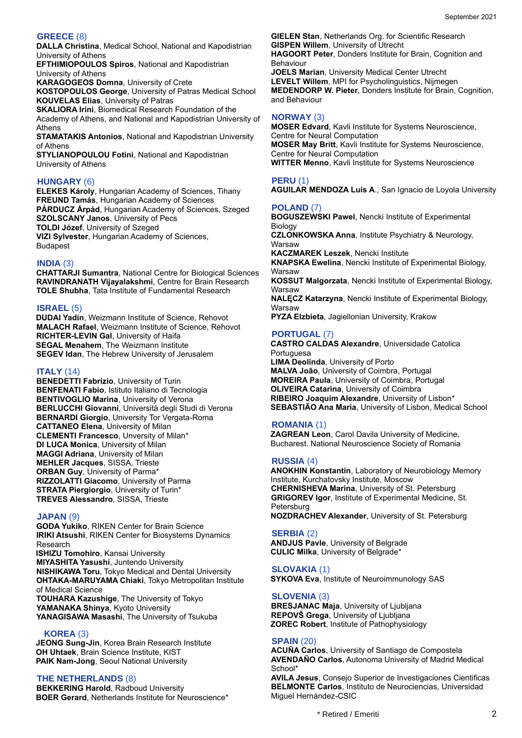## GREECE (8)

**DALLA Christina**, Medical School, National and Kapodistrian University of Athens
**EFTHIMIOPOULOS Spiros**, National and Kapodistrian University of Athens
**KARAGOGEOS Domna**, University of Crete
**KOSTOPOULOS George**, University of Patras Medical School
**KOUVELAS Elias**, University of Patras
**SKALIORA Irini**, Biomedical Research Foundation of the Academy of Athens, and National and Kapodistrian University of Athens
**STAMATAKIS Antonios**, National and Kapodistrian University of Athens
**STYLIANOPOULOU Fotini**, National and Kapodistrian University of Athens

## HUNGARY (6)

**ELEKES Károly**, Hungarian Academy of Sciences, Tihany
**FREUND Tamás**, Hungarian Academy of Sciences
**PÁRDUCZ Árpád**, Hungarian Academy of Sciences, Szeged
**SZOLSCANY Janos**, University of Pecs
**TOLDI József**, University of Szeged
**VIZI Sylvester**, Hungarian Academy of Sciences, Budapest

## INDIA (3)

**CHATTARJI Sumantra**, National Centre for Biological Sciences
**RAVINDRANATH Vijayalakshmi**, Centre for Brain Research
**TOLE Shubha**, Tata Institute of Fundamental Research

## ISRAEL (5)

**DUDAI Yadin**, Weizmann Institute of Science, Rehovot
**MALACH Rafael**, Weizmann Institute of Science, Rehovot
**RICHTER-LEVIN Gal**, University of Haifa
**SEGAL Menahem**, The Weizmann Institute
**SEGEV Idan**, The Hebrew University of Jerusalem

## ITALY (14)

**BENEDETTI Fabrizio**, University of Turin
**BENFENATI Fabio**, Istituto Italiano di Tecnologia
**BENTIVOGLIO Marina**, University of Verona
**BERLUCCHI Giovanni**, Università degli Studi di Verona
**BERNARDI Giorgio**, University Tor Vergata-Roma
**CATTANEO Elena**, University of Milan
**CLEMENTI Francesco**, University of Milan*
**DI LUCA Monica**, University of Milan
**MAGGI Adriana**, University of Milan
**MEHLER Jacques**, SISSA, Trieste
**ORBAN Guy**, University of Parma*
**RIZZOLATTI Giacomo**, University of Parma
**STRATA Piergiorgio**, University of Turin*
**TREVES Alessandro**, SISSA, Trieste

## JAPAN (9)

**GODA Yukiko**, RIKEN Center for Brain Science
**IRIKI Atsushi**, RIKEN Center for Biosystems Dynamics Research
**ISHIZU Tomohiro**, Kansai University
**MIYASHITA Yasushi**, Juntendo University
**NISHIKAWA Toru**, Tokyo Medical and Dental University
**OHTAKA-MARUYAMA Chiaki**, Tokyo Metropolitan Institute of Medical Science
**TOUHARA Kazushige**, The University of Tokyo
**YAMANAKA Shinya**, Kyoto University
**YANAGISAWA Masashi**, The University of Tsukuba

## KOREA (3)

**JEONG Sung-Jin**, Korea Brain Research Institute
**OH Uhtaek**, Brain Science Institute, KIST
**PAIK Nam-Jong**, Seoul National University

## THE NETHERLANDS (8)

**BEKKERING Harold**, Radboud University
**BOER Gerard**, Netherlands Institute for Neuroscience*
**GIELEN Stan**, Netherlands Org. for Scientific Research
**GISPEN Willem**, University of Utrecht
**HAGOORT Peter**, Donders Institute for Brain, Cognition and Behaviour
**JOELS Marian**, University Medical Center Utrecht
**LEVELT Willem**, MPI for Psycholinguistics, Nijmegen
**MEDENDORP W. Pieter**, Donders Institute for Brain, Cognition, and Behaviour

## NORWAY (3)

**MOSER Edvard**, Kavli Institute for Systems Neuroscience, Centre for Neural Computation
**MOSER May Britt**, Kavli Institute for Systems Neuroscience, Centre for Neural Computation
**WITTER Menno**, Kavli Institute for Systems Neuroscience

## PERU (1)

**AGUILAR MENDOZA Luis A.**, San Ignacio de Loyola University

## POLAND (7)

**BOGUSZEWSKI Pawel**, Nencki Institute of Experimental Biology
**CZLONKOWSKA Anna**, Institute Psychiatry & Neurology, Warsaw
**KACZMAREK Leszek**, Nencki Institute
**KNAPSKA Ewelina**, Nencki Institute of Experimental Biology, Warsaw
**KOSSUT Malgorzata**, Nencki Institute of Experimental Biology, Warsaw
**NALĘCZ Katarzyna**, Nencki Institute of Experimental Biology, Warsaw
**PYZA Elzbieta**, Jagiellonian University, Krakow

## PORTUGAL (7)

**CASTRO CALDAS Alexandre**, Universidade Catolica Portuguesa
**LIMA Deolinda**, University of Porto
**MALVA João**, University of Coimbra, Portugal
**MOREIRA Paula**, University of Coimbra, Portugal
**OLIVEIRA Catarina**, University of Coimbra
**RIBEIRO Joaquim Alexandre**, University of Lisbon*
**SEBASTIÃO Ana Maria**, University of Lisbon, Medical School

## ROMANIA (1)

**ZAGREAN Leon**, Carol Davila University of Medicine, Bucharest. National Neuroscience Society of Romania

## RUSSIA (4)

**ANOKHIN Konstantin**, Laboratory of Neurobiology Memory Institute, Kurchatovsky Institute, Moscow
**CHERNISHEVA Marina**, University of St. Petersburg
**GRIGOREV Igor**, Institute of Experimental Medicine, St. Petersburg
**NOZDRACHEV Alexander**, University of St. Petersburg

## SERBIA (2)

**ANDJUS Pavle**, University of Belgrade
**CULIC Milka**, University of Belgrade*

## SLOVAKIA (1)

**SYKOVA Eva**, Institute of Neuroimmunology SAS

## SLOVENIA (3)

**BRESJANAC Maja**, University of Ljubljana
**REPOVŠ Grega**, University of Ljubljana
**ZOREC Robert**, Institute of Pathophysiology

## SPAIN (20)

**ACUÑA Carlos**, University of Santiago de Compostela
**AVENDAÑO Carlos**, Autonoma University of Madrid Medical School*
**AVILA Jesus**, Consejo Superior de Investigaciones Cientificas
**BELMONTE Carlos**, Instituto de Neurociencias, Universidad Miguel Hernández-CSIC

\* Retired / Emeriti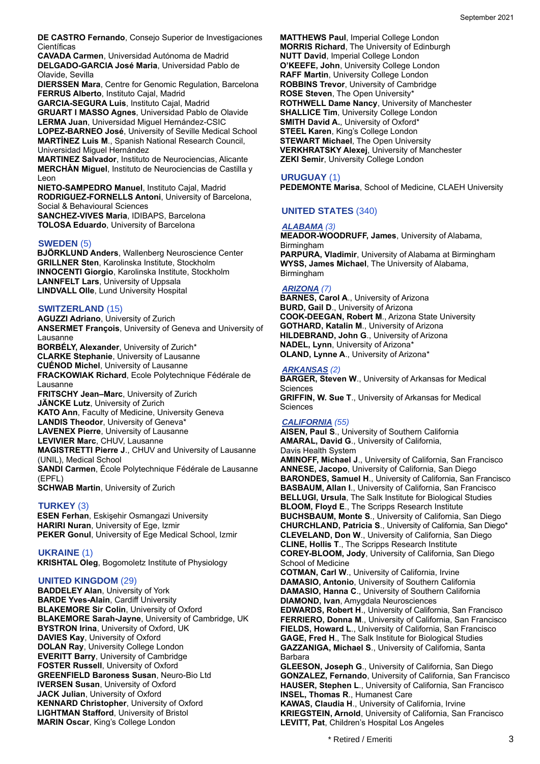**DE CASTRO Fernando**, Consejo Superior de Investigaciones Científicas
**CAVADA Carmen**, Universidad Autónoma de Madrid
**DELGADO-GARCIA José Maria**, Universidad Pablo de Olavide, Sevilla
**DIERSSEN Mara**, Centre for Genomic Regulation, Barcelona
**FERRUS Alberto**, Instituto Cajal, Madrid
**GARCIA-SEGURA Luis**, Instituto Cajal, Madrid
**GRUART I MASSO Agnes**, Universidad Pablo de Olavide
**LERMA Juan**, Universidad Miguel Hernández-CSIC
**LOPEZ-BARNEO José**, University of Seville Medical School
**MARTÍNEZ Luis M.**, Spanish National Research Council, Universidad Miguel Hernández
**MARTINEZ Salvador**, Instituto de Neurociencias, Alicante
**MERCHÀN Miguel**, Instituto de Neurociencias de Castilla y Leon
**NIETO-SAMPEDRO Manuel**, Instituto Cajal, Madrid
**RODRIGUEZ-FORNELLS Antoni**, University of Barcelona, Social & Behavioural Sciences
**SANCHEZ-VIVES Maria**, IDIBAPS, Barcelona
**TOLOSA Eduardo**, University of Barcelona

## SWEDEN (5)

**BJÖRKLUND Anders**, Wallenberg Neuroscience Center
**GRILLNER Sten**, Karolinska Institute, Stockholm
**INNOCENTI Giorgio**, Karolinska Institute, Stockholm
**LANNFELT Lars**, University of Uppsala
**LINDVALL Olle**, Lund University Hospital

## SWITZERLAND (15)

**AGUZZI Adriano**, University of Zurich
**ANSERMET François**, University of Geneva and University of Lausanne
**BORBÉLY, Alexander**, University of Zurich*
**CLARKE Stephanie**, University of Lausanne
**CUÉNOD Michel**, University of Lausanne
**FRACKOWIAK Richard**, Ecole Polytechnique Fédérale de Lausanne
**FRITSCHY Jean–Marc**, University of Zurich
**JÄNCKE Lutz**, University of Zurich
**KATO Ann**, Faculty of Medicine, University Geneva
**LANDIS Theodor**, University of Geneva*
**LAVENEX Pierre**, University of Lausanne
**LEVIVIER Marc**, CHUV, Lausanne
**MAGISTRETTI Pierre J.**, CHUV and University of Lausanne (UNIL), Medical School
**SANDI Carmen**, École Polytechnique Fédérale de Lausanne (EPFL)
**SCHWAB Martin**, University of Zurich

## TURKEY (3)

**ESEN Ferhan**, Eskişehir Osmangazi University
**HARIRI Nuran**, University of Ege, Izmir
**PEKER Gonul**, University of Ege Medical School, Izmir

## UKRAINE (1)

**KRISHTAL Oleg**, Bogomoletz Institute of Physiology

## UNITED KINGDOM (29)

**BADDELEY Alan**, University of York
**BARDE Yves-Alain**, Cardiff University
**BLAKEMORE Sir Colin**, University of Oxford
**BLAKEMORE Sarah-Jayne**, University of Cambridge, UK
**BYSTRON Irina**, University of Oxford, UK
**DAVIES Kay**, University of Oxford
**DOLAN Ray**, University College London
**EVERITT Barry**, University of Cambridge
**FOSTER Russell**, University of Oxford
**GREENFIELD Baroness Susan**, Neuro-Bio Ltd
**IVERSEN Susan**, University of Oxford
**JACK Julian**, University of Oxford
**KENNARD Christopher**, University of Oxford
**LIGHTMAN Stafford**, University of Bristol
**MARIN Oscar**, King's College London
**MATTHEWS Paul**, Imperial College London
**MORRIS Richard**, The University of Edinburgh
**NUTT David**, Imperial College London
**O'KEEFE, John**, University College London
**RAFF Martin**, University College London
**ROBBINS Trevor**, University of Cambridge
**ROSE Steven**, The Open University*
**ROTHWELL Dame Nancy**, University of Manchester
**SHALLICE Tim**, University College London
**SMITH David A.**, University of Oxford*
**STEEL Karen**, King's College London
**STEWART Michael**, The Open University
**VERKHRATSKY Alexej**, University of Manchester
**ZEKI Semir**, University College London

## URUGUAY (1)

**PEDEMONTE Marisa**, School of Medicine, CLAEH University

## UNITED STATES (340)

### *ALABAMA (3)*

**MEADOR-WOODRUFF, James**, University of Alabama, Birmingham
**PARPURA, Vladimir**, University of Alabama at Birmingham
**WYSS, James Michael**, The University of Alabama, Birmingham

### *ARIZONA (7)*

**BARNES, Carol A.**, University of Arizona
**BURD, Gail D.**, University of Arizona
**COOK-DEEGAN, Robert M.**, Arizona State University
**GOTHARD, Katalin M.**, University of Arizona
**HILDEBRAND, John G.**, University of Arizona
**NADEL, Lynn**, University of Arizona*
**OLAND, Lynne A.**, University of Arizona*

### *ARKANSAS (2)*

**BARGER, Steven W.**, University of Arkansas for Medical Sciences
**GRIFFIN, W. Sue T.**, University of Arkansas for Medical Sciences

### *CALIFORNIA (55)*

**AISEN, Paul S.**, University of Southern California
**AMARAL, David G.**, University of California, Davis Health System
**AMINOFF, Michael J.**, University of California, San Francisco
**ANNESE, Jacopo**, University of California, San Diego
**BARONDES, Samuel H.**, University of California, San Francisco
**BASBAUM, Allan I.**, University of California, San Francisco
**BELLUGI, Ursula**, The Salk Institute for Biological Studies
**BLOOM, Floyd E.**, The Scripps Research Institute
**BUCHSBAUM, Monte S.**, University of California, San Diego
**CHURCHLAND, Patricia S.**, University of California, San Diego*
**CLEVELAND, Don W.**, University of California, San Diego
**CLINE, Hollis T.**, The Scripps Research Institute
**COREY-BLOOM, Jody**, University of California, San Diego School of Medicine
**COTMAN, Carl W.**, University of California, Irvine
**DAMASIO, Antonio**, University of Southern California
**DAMASIO, Hanna C.**, University of Southern California
**DIAMOND, Ivan**, Amygdala Neurosciences
**EDWARDS, Robert H.**, University of California, San Francisco
**FERRIERO, Donna M.**, University of California, San Francisco
**FIELDS, Howard L.**, University of California, San Francisco
**GAGE, Fred H.**, The Salk Institute for Biological Studies
**GAZZANIGA, Michael S.**, University of California, Santa Barbara
**GLEESON, Joseph G.**, University of California, San Diego
**GONZALEZ, Fernando**, University of California, San Francisco
**HAUSER, Stephen L.**, University of California, San Francisco
**INSEL, Thomas R.**, Humanest Care
**KAWAS, Claudia H.**, University of California, Irvine
**KRIEGSTEIN, Arnold**, University of California, San Francisco
**LEVITT, Pat**, Children's Hospital Los Angeles

\* Retired / Emeriti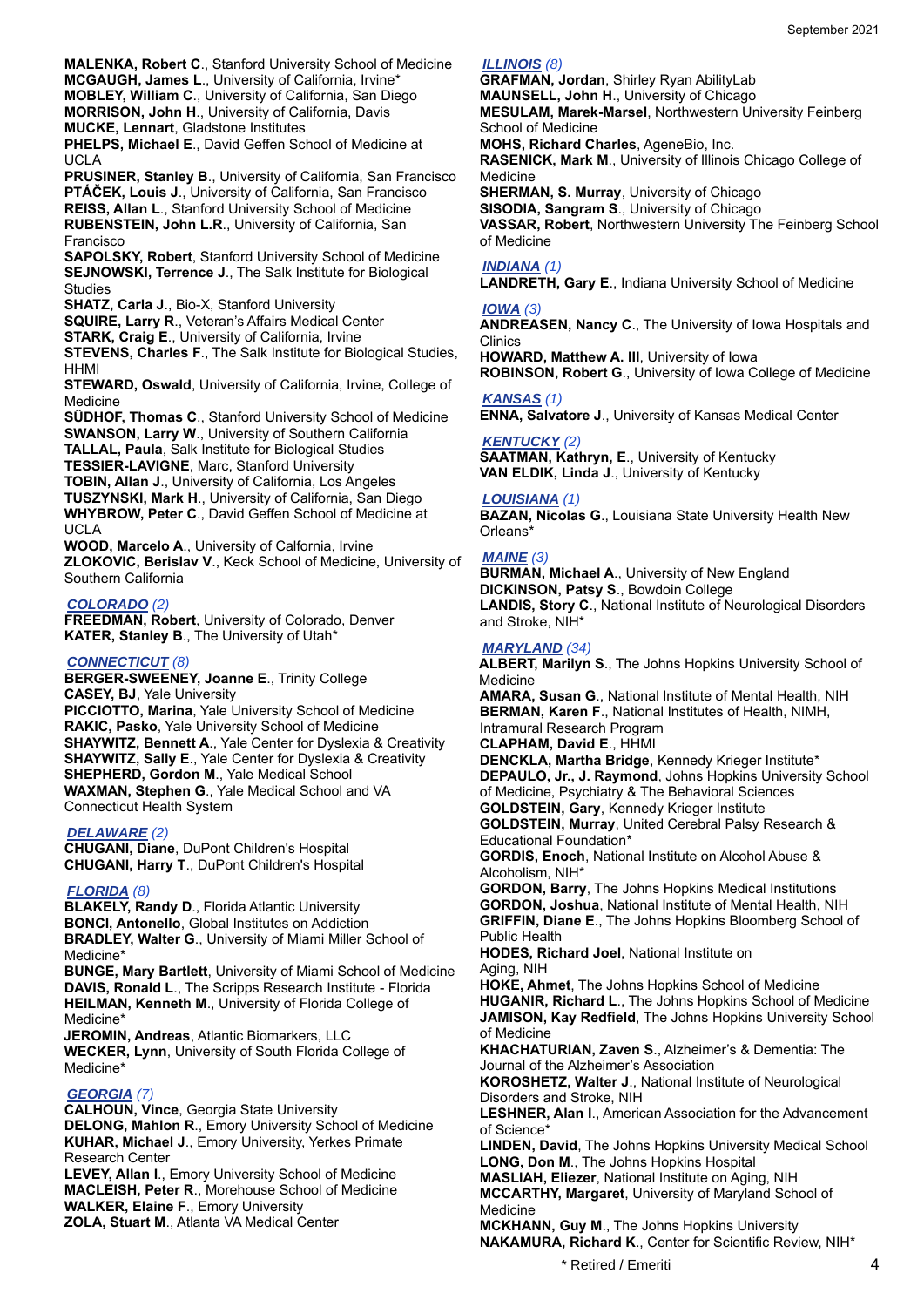**MALENKA, Robert C**., Stanford University School of Medicine
**MCGAUGH, James L**., University of California, Irvine*
**MOBLEY, William C**., University of California, San Diego
**MORRISON, John H**., University of California, Davis
**MUCKE, Lennart**, Gladstone Institutes
**PHELPS, Michael E**., David Geffen School of Medicine at UCLA
**PRUSINER, Stanley B**., University of California, San Francisco
**PTÁČEK, Louis J**., University of California, San Francisco
**REISS, Allan L**., Stanford University School of Medicine
**RUBENSTEIN, John L.R**., University of California, San Francisco
**SAPOLSKY, Robert**, Stanford University School of Medicine
**SEJNOWSKI, Terrence J**., The Salk Institute for Biological Studies
**SHATZ, Carla J**., Bio-X, Stanford University
**SQUIRE, Larry R**., Veteran's Affairs Medical Center
**STARK, Craig E**., University of California, Irvine
**STEVENS, Charles F**., The Salk Institute for Biological Studies, HHMI
**STEWARD, Oswald**, University of California, Irvine, College of Medicine
**SÜDHOF, Thomas C**., Stanford University School of Medicine
**SWANSON, Larry W**., University of Southern California
**TALLAL, Paula**, Salk Institute for Biological Studies
**TESSIER-LAVIGNE**, Marc, Stanford University
**TOBIN, Allan J**., University of California, Los Angeles
**TUSZYNSKI, Mark H**., University of California, San Diego
**WHYBROW, Peter C**., David Geffen School of Medicine at UCLA
**WOOD, Marcelo A**., University of Calfornia, Irvine
**ZLOKOVIC, Berislav V**., Keck School of Medicine, University of Southern California

***COLORADO*** *(2)*
**FREEDMAN, Robert**, University of Colorado, Denver
**KATER, Stanley B**., The University of Utah*

***CONNECTICUT*** *(8)*
**BERGER-SWEENEY, Joanne E**., Trinity College
**CASEY, BJ**, Yale University
**PICCIOTTO, Marina**, Yale University School of Medicine
**RAKIC, Pasko**, Yale University School of Medicine
**SHAYWITZ, Bennett A**., Yale Center for Dyslexia & Creativity
**SHAYWITZ, Sally E**., Yale Center for Dyslexia & Creativity
**SHEPHERD, Gordon M**., Yale Medical School
**WAXMAN, Stephen G**., Yale Medical School and VA Connecticut Health System

***DELAWARE*** *(2)*
**CHUGANI, Diane**, DuPont Children's Hospital
**CHUGANI, Harry T**., DuPont Children's Hospital

***FLORIDA*** *(8)*
**BLAKELY, Randy D**., Florida Atlantic University
**BONCI, Antonello**, Global Institutes on Addiction
**BRADLEY, Walter G**., University of Miami Miller School of Medicine*
**BUNGE, Mary Bartlett**, University of Miami School of Medicine
**DAVIS, Ronald L**., The Scripps Research Institute - Florida
**HEILMAN, Kenneth M**., University of Florida College of Medicine*
**JEROMIN, Andreas**, Atlantic Biomarkers, LLC
**WECKER, Lynn**, University of South Florida College of Medicine*

***GEORGIA*** *(7)*
**CALHOUN, Vince**, Georgia State University
**DELONG, Mahlon R**., Emory University School of Medicine
**KUHAR, Michael J**., Emory University, Yerkes Primate Research Center
**LEVEY, Allan I**., Emory University School of Medicine
**MACLEISH, Peter R**., Morehouse School of Medicine
**WALKER, Elaine F**., Emory University
**ZOLA, Stuart M**., Atlanta VA Medical Center

***ILLINOIS*** *(8)*
**GRAFMAN, Jordan**, Shirley Ryan AbilityLab
**MAUNSELL, John H**., University of Chicago
**MESULAM, Marek-Marsel**, Northwestern University Feinberg School of Medicine
**MOHS, Richard Charles**, AgeneBio, Inc.
**RASENICK, Mark M**., University of Illinois Chicago College of Medicine
**SHERMAN, S. Murray**, University of Chicago
**SISODIA, Sangram S**., University of Chicago
**VASSAR, Robert**, Northwestern University The Feinberg School of Medicine

***INDIANA*** *(1)*
**LANDRETH, Gary E**., Indiana University School of Medicine

***IOWA*** *(3)*
**ANDREASEN, Nancy C**., The University of Iowa Hospitals and Clinics
**HOWARD, Matthew A. III**, University of Iowa
**ROBINSON, Robert G**., University of Iowa College of Medicine

***KANSAS*** *(1)*
**ENNA, Salvatore J**., University of Kansas Medical Center

***KENTUCKY*** *(2)*
**SAATMAN, Kathryn, E**., University of Kentucky
**VAN ELDIK, Linda J**., University of Kentucky

***LOUISIANA*** *(1)*
**BAZAN, Nicolas G**., Louisiana State University Health New Orleans*

***MAINE*** *(3)*
**BURMAN, Michael A**., University of New England
**DICKINSON, Patsy S**., Bowdoin College
**LANDIS, Story C**., National Institute of Neurological Disorders and Stroke, NIH*

***MARYLAND*** *(34)*
**ALBERT, Marilyn S**., The Johns Hopkins University School of Medicine
**AMARA, Susan G**., National Institute of Mental Health, NIH
**BERMAN, Karen F**., National Institutes of Health, NIMH, Intramural Research Program
**CLAPHAM, David E**., HHMI
**DENCKLA, Martha Bridge**, Kennedy Krieger Institute*
**DEPAULO, Jr., J. Raymond**, Johns Hopkins University School of Medicine, Psychiatry & The Behavioral Sciences
**GOLDSTEIN, Gary**, Kennedy Krieger Institute
**GOLDSTEIN, Murray**, United Cerebral Palsy Research & Educational Foundation*
**GORDIS, Enoch**, National Institute on Alcohol Abuse & Alcoholism, NIH*
**GORDON, Barry**, The Johns Hopkins Medical Institutions
**GORDON, Joshua**, National Institute of Mental Health, NIH
**GRIFFIN, Diane E**., The Johns Hopkins Bloomberg School of Public Health
**HODES, Richard Joel**, National Institute on Aging, NIH
**HOKE, Ahmet**, The Johns Hopkins School of Medicine
**HUGANIR, Richard L**., The Johns Hopkins School of Medicine
**JAMISON, Kay Redfield**, The Johns Hopkins University School of Medicine
**KHACHATURIAN, Zaven S**., Alzheimer's & Dementia: The Journal of the Alzheimer's Association
**KOROSHETZ, Walter J**., National Institute of Neurological Disorders and Stroke, NIH
**LESHNER, Alan I**., American Association for the Advancement of Science*
**LINDEN, David**, The Johns Hopkins University Medical School
**LONG, Don M**., The Johns Hopkins Hospital
**MASLIAH, Eliezer**, National Institute on Aging, NIH
**MCCARTHY, Margaret**, University of Maryland School of Medicine
**MCKHANN, Guy M**., The Johns Hopkins University
**NAKAMURA, Richard K**., Center for Scientific Review, NIH*

\* Retired / Emeriti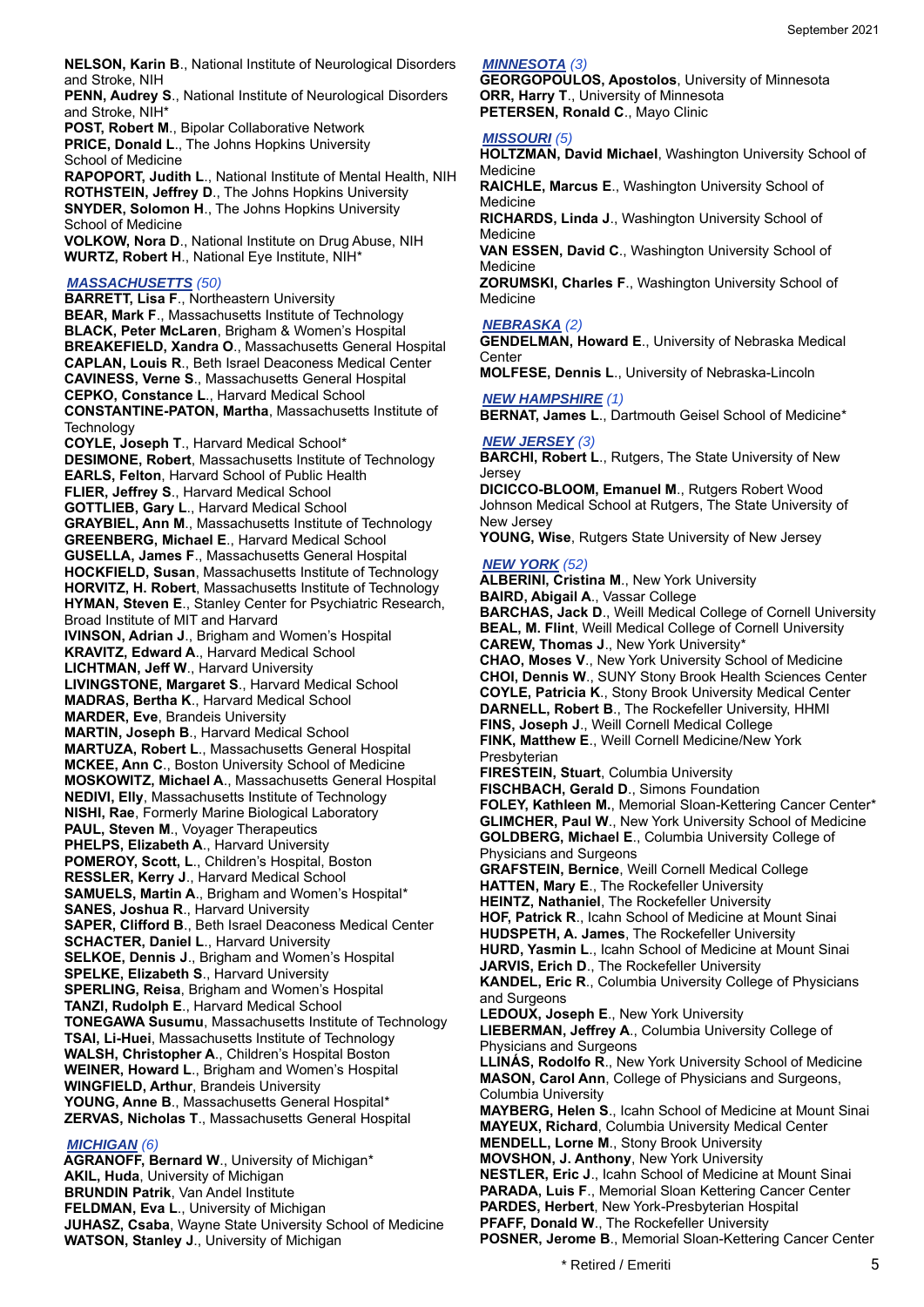**NELSON, Karin B**., National Institute of Neurological Disorders and Stroke, NIH
**PENN, Audrey S**., National Institute of Neurological Disorders and Stroke, NIH*
**POST, Robert M**., Bipolar Collaborative Network
**PRICE, Donald L**., The Johns Hopkins University School of Medicine
**RAPOPORT, Judith L**., National Institute of Mental Health, NIH
**ROTHSTEIN, Jeffrey D**., The Johns Hopkins University
**SNYDER, Solomon H**., The Johns Hopkins University School of Medicine
**VOLKOW, Nora D**., National Institute on Drug Abuse, NIH
**WURTZ, Robert H**., National Eye Institute, NIH*

## *MASSACHUSETTS* *(50)*

**BARRETT, Lisa F**., Northeastern University
**BEAR, Mark F**., Massachusetts Institute of Technology
**BLACK, Peter McLaren**, Brigham & Women's Hospital
**BREAKEFIELD, Xandra O**., Massachusetts General Hospital
**CAPLAN, Louis R**., Beth Israel Deaconess Medical Center
**CAVINESS, Verne S**., Massachusetts General Hospital
**CEPKO, Constance L**., Harvard Medical School
**CONSTANTINE-PATON, Martha**, Massachusetts Institute of Technology
**COYLE, Joseph T**., Harvard Medical School*
**DESIMONE, Robert**, Massachusetts Institute of Technology
**EARLS, Felton**, Harvard School of Public Health
**FLIER, Jeffrey S**., Harvard Medical School
**GOTTLIEB, Gary L**., Harvard Medical School
**GRAYBIEL, Ann M**., Massachusetts Institute of Technology
**GREENBERG, Michael E**., Harvard Medical School
**GUSELLA, James F**., Massachusetts General Hospital
**HOCKFIELD, Susan**, Massachusetts Institute of Technology
**HORVITZ, H. Robert**, Massachusetts Institute of Technology
**HYMAN, Steven E**., Stanley Center for Psychiatric Research, Broad Institute of MIT and Harvard
**IVINSON, Adrian J**., Brigham and Women's Hospital
**KRAVITZ, Edward A**., Harvard Medical School
**LICHTMAN, Jeff W**., Harvard University
**LIVINGSTONE, Margaret S**., Harvard Medical School
**MADRAS, Bertha K**., Harvard Medical School
**MARDER, Eve**, Brandeis University
**MARTIN, Joseph B**., Harvard Medical School
**MARTUZA, Robert L**., Massachusetts General Hospital
**MCKEE, Ann C**., Boston University School of Medicine
**MOSKOWITZ, Michael A**., Massachusetts General Hospital
**NEDIVI, Elly**, Massachusetts Institute of Technology
**NISHI, Rae**, Formerly Marine Biological Laboratory
**PAUL, Steven M**., Voyager Therapeutics
**PHELPS, Elizabeth A**., Harvard University
**POMEROY, Scott, L**., Children's Hospital, Boston
**RESSLER, Kerry J**., Harvard Medical School
**SAMUELS, Martin A**., Brigham and Women's Hospital*
**SANES, Joshua R**., Harvard University
**SAPER, Clifford B**., Beth Israel Deaconess Medical Center
**SCHACTER, Daniel L**., Harvard University
**SELKOE, Dennis J**., Brigham and Women's Hospital
**SPELKE, Elizabeth S**., Harvard University
**SPERLING, Reisa**, Brigham and Women's Hospital
**TANZI, Rudolph E**., Harvard Medical School
**TONEGAWA Susumu**, Massachusetts Institute of Technology
**TSAI, Li-Huei**, Massachusetts Institute of Technology
**WALSH, Christopher A**., Children's Hospital Boston
**WEINER, Howard L**., Brigham and Women's Hospital
**WINGFIELD, Arthur**, Brandeis University
**YOUNG, Anne B**., Massachusetts General Hospital*
**ZERVAS, Nicholas T**., Massachusetts General Hospital

## *MICHIGAN* *(6)*

**AGRANOFF, Bernard W**., University of Michigan*
**AKIL, Huda**, University of Michigan
**BRUNDIN Patrik**, Van Andel Institute
**FELDMAN, Eva L**., University of Michigan
**JUHASZ, Csaba**, Wayne State University School of Medicine
**WATSON, Stanley J**., University of Michigan

## *MINNESOTA* *(3)*

**GEORGOPOULOS, Apostolos**, University of Minnesota
**ORR, Harry T**., University of Minnesota
**PETERSEN, Ronald C**., Mayo Clinic

## *MISSOURI* *(5)*

**HOLTZMAN, David Michael**, Washington University School of Medicine
**RAICHLE, Marcus E**., Washington University School of Medicine
**RICHARDS, Linda J**., Washington University School of Medicine
**VAN ESSEN, David C**., Washington University School of Medicine
**ZORUMSKI, Charles F**., Washington University School of Medicine

## *NEBRASKA* *(2)*

**GENDELMAN, Howard E**., University of Nebraska Medical Center
**MOLFESE, Dennis L**., University of Nebraska-Lincoln

## *NEW HAMPSHIRE* *(1)*

**BERNAT, James L**., Dartmouth Geisel School of Medicine*

## *NEW JERSEY* *(3)*

**BARCHI, Robert L**., Rutgers, The State University of New Jersey
**DICICCO-BLOOM, Emanuel M**., Rutgers Robert Wood Johnson Medical School at Rutgers, The State University of New Jersey
**YOUNG, Wise**, Rutgers State University of New Jersey

## *NEW YORK* *(52)*

**ALBERINI, Cristina M**., New York University
**BAIRD, Abigail A**., Vassar College
**BARCHAS, Jack D**., Weill Medical College of Cornell University
**BEAL, M. Flint**, Weill Medical College of Cornell University
**CAREW, Thomas J**., New York University*
**CHAO, Moses V**., New York University School of Medicine
**CHOI, Dennis W**., SUNY Stony Brook Health Sciences Center
**COYLE, Patricia K**., Stony Brook University Medical Center
**DARNELL, Robert B**., The Rockefeller University, HHMI
**FINS, Joseph J**., Weill Cornell Medical College
**FINK, Matthew E**., Weill Cornell Medicine/New York Presbyterian
**FIRESTEIN, Stuart**, Columbia University
**FISCHBACH, Gerald D**., Simons Foundation
**FOLEY, Kathleen M.**, Memorial Sloan-Kettering Cancer Center*
**GLIMCHER, Paul W**., New York University School of Medicine
**GOLDBERG, Michael E**., Columbia University College of Physicians and Surgeons
**GRAFSTEIN, Bernice**, Weill Cornell Medical College
**HATTEN, Mary E**., The Rockefeller University
**HEINTZ, Nathaniel**, The Rockefeller University
**HOF, Patrick R**., Icahn School of Medicine at Mount Sinai
**HUDSPETH, A. James**, The Rockefeller University
**HURD, Yasmin L**., Icahn School of Medicine at Mount Sinai
**JARVIS, Erich D**., The Rockefeller University
**KANDEL, Eric R**., Columbia University College of Physicians and Surgeons
**LEDOUX, Joseph E**., New York University
**LIEBERMAN, Jeffrey A**., Columbia University College of Physicians and Surgeons
**LLINÁS, Rodolfo R**., New York University School of Medicine
**MASON, Carol Ann**, College of Physicians and Surgeons, Columbia University
**MAYBERG, Helen S**., Icahn School of Medicine at Mount Sinai
**MAYEUX, Richard**, Columbia University Medical Center
**MENDELL, Lorne M**., Stony Brook University
**MOVSHON, J. Anthony**, New York University
**NESTLER, Eric J**., Icahn School of Medicine at Mount Sinai
**PARADA, Luis F**., Memorial Sloan Kettering Cancer Center
**PARDES, Herbert**, New York-Presbyterian Hospital
**PFAFF, Donald W**., The Rockefeller University
**POSNER, Jerome B**., Memorial Sloan-Kettering Cancer Center

\* Retired / Emeriti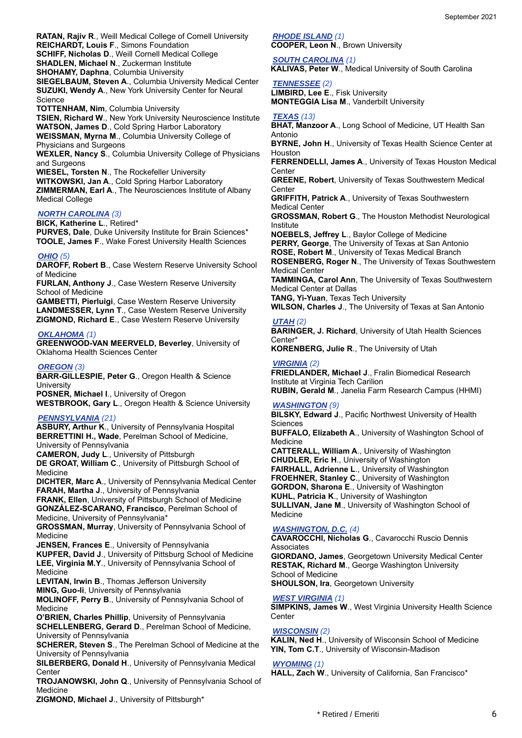**RATAN, Rajiv R.**, Weill Medical College of Cornell University
**REICHARDT, Louis F.**, Simons Foundation
**SCHIFF, Nicholas D.**, Weill Cornell Medical College
**SHADLEN, Michael N.**, Zuckerman Institute
**SHOHAMY, Daphna**, Columbia University
**SIEGELBAUM, Steven A.**, Columbia University Medical Center
**SUZUKI, Wendy A.**, New York University Center for Neural Science
**TOTTENHAM, Nim**, Columbia University
**TSIEN, Richard W.**, New York University Neuroscience Institute
**WATSON, James D.**, Cold Spring Harbor Laboratory
**WEISSMAN, Myrna M.**, Columbia University College of Physicians and Surgeons
**WEXLER, Nancy S.**, Columbia University College of Physicians and Surgeons
**WIESEL, Torsten N.**, The Rockefeller University
**WITKOWSKI, Jan A.**, Cold Spring Harbor Laboratory
**ZIMMERMAN, Earl A.**, The Neurosciences Institute of Albany Medical College

### NORTH CAROLINA *(3)*

**BICK, Katherine L.**, Retired*
**PURVES, Dale**, Duke University Institute for Brain Sciences*
**TOOLE, James F.**, Wake Forest University Health Sciences

### OHIO *(5)*

**DAROFF, Robert B.**, Case Western Reserve University School of Medicine
**FURLAN, Anthony J.**, Case Western Reserve University School of Medicine
**GAMBETTI, Pierluigi**, Case Western Reserve University
**LANDMESSER, Lynn T.**, Case Western Reserve University
**ZIGMOND, Richard E.**, Case Western Reserve University

### OKLAHOMA *(1)*

**GREENWOOD-VAN MEERVELD, Beverley**, University of Oklahoma Health Sciences Center

### OREGON *(3)*

**BARR-GILLESPIE, Peter G.**, Oregon Health & Science University
**POSNER, Michael I.**, University of Oregon
**WESTBROOK, Gary L.**, Oregon Health & Science University

### PENNSYLVANIA *(21)*

**ASBURY, Arthur K.**, University of Pennsylvania Hospital
**BERRETTINI H., Wade**, Perelman School of Medicine, University of Pennsylvania
**CAMERON, Judy L.**, University of Pittsburgh
**DE GROAT, William C.**, University of Pittsburgh School of Medicine
**DICHTER, Marc A.**, University of Pennsylvania Medical Center
**FARAH, Martha J.**, University of Pennsylvania
**FRANK, Ellen**, University of Pittsburgh School of Medicine
**GONZÁLEZ-SCARANO, Francisco**, Perelman School of Medicine, University of Pennsylvania*
**GROSSMAN, Murray**, University of Pennsylvania School of Medicine
**JENSEN, Frances E.**, University of Pennsylvania
**KUPFER, David J.**, University of Pittsburg School of Medicine
**LEE, Virginia M.Y.**, University of Pennsylvania School of Medicine
**LEVITAN, Irwin B.**, Thomas Jefferson University
**MING, Guo-li**, University of Pennsylvania
**MOLINOFF, Perry B.**, University of Pennsylvania School of Medicine
**O'BRIEN, Charles Phillip**, University of Pennsylvania
**SCHELLENBERG, Gerard D.**, Perelman School of Medicine, University of Pennsylvania
**SCHERER, Steven S.**, The Perelman School of Medicine at the University of Pennsylvania
**SILBERBERG, Donald H.**, University of Pennsylvania Medical Center
**TROJANOWSKI, John Q.**, University of Pennsylvania School of Medicine
**ZIGMOND, Michael J.**, University of Pittsburgh*

### RHODE ISLAND *(1)*

**COOPER, Leon N.**, Brown University

### SOUTH CAROLINA *(1)*

**KALIVAS, Peter W.**, Medical University of South Carolina

### TENNESSEE *(2)*

**LIMBIRD, Lee E.**, Fisk University
**MONTEGGIA Lisa M.**, Vanderbilt University

### TEXAS *(13)*

**BHAT, Manzoor A.**, Long School of Medicine, UT Health San Antonio
**BYRNE, John H.**, University of Texas Health Science Center at Houston
**FERRENDELLI, James A.**, University of Texas Houston Medical Center
**GREENE, Robert**, University of Texas Southwestern Medical Center
**GRIFFITH, Patrick A.**, University of Texas Southwestern Medical Center
**GROSSMAN, Robert G.**, The Houston Methodist Neurological Institute
**NOEBELS, Jeffrey L.**, Baylor College of Medicine
**PERRY, George**, The University of Texas at San Antonio
**ROSE, Robert M.**, University of Texas Medical Branch
**ROSENBERG, Roger N.**, The University of Texas Southwestern Medical Center
**TAMMINGA, Carol Ann**, The University of Texas Southwestern Medical Center at Dallas
**TANG, Yi-Yuan**, Texas Tech University
**WILSON, Charles J.**, The University of Texas at San Antonio

### UTAH *(2)*

**BARINGER, J. Richard**, University of Utah Health Sciences Center*
**KORENBERG, Julie R.**, The University of Utah

### VIRGINIA *(2)*

**FRIEDLANDER, Michael J.**, Fralin Biomedical Research Institute at Virginia Tech Carilion
**RUBIN, Gerald M.**, Janelia Farm Research Campus (HHMI)

### WASHINGTON *(9)*

**BILSKY, Edward J.**, Pacific Northwest University of Health Sciences
**BUFFALO, Elizabeth A.**, University of Washington School of Medicine
**CATTERALL, William A.**, University of Washington
**CHUDLER, Eric H.**, University of Washington
**FAIRHALL, Adrienne L.**, University of Washington
**FROEHNER, Stanley C.**, University of Washington
**GORDON, Sharona E.**, University of Washington
**KUHL, Patricia K.**, University of Washington
**SULLIVAN, Jane M.**, University of Washington School of Medicine

### WASHINGTON, D.C. *(4)*

**CAVAROCCHI, Nicholas G.**, Cavarocchi Ruscio Dennis Associates
**GIORDANO, James**, Georgetown University Medical Center
**RESTAK, Richard M.**, George Washington University School of Medicine
**SHOULSON, Ira**, Georgetown University

### WEST VIRGINIA *(1)*

**SIMPKINS, James W.**, West Virginia University Health Science Center

### WISCONSIN *(2)*

**KALIN, Ned H.**, University of Wisconsin School of Medicine
**YIN, Tom C.T.**, University of Wisconsin-Madison

### WYOMING *(1)*

**HALL, Zach W.**, University of California, San Francisco*

\* Retired / Emeriti